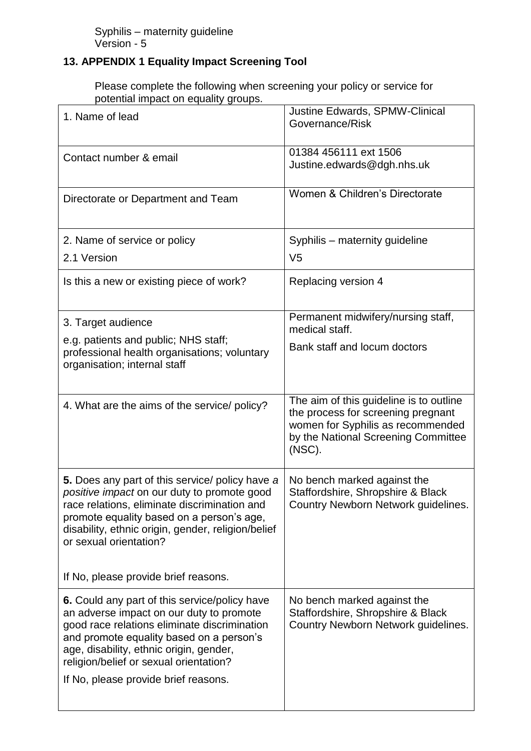## 13. APPENDIX 1 Equality Impact Screening Tool

Please complete the following when screening your policy or service for potential impact on equality groups.

| | |
|---|---|
| 1. Name of lead | Justine Edwards, SPMW-Clinical Governance/Risk |
| Contact number & email | 01384 456111 ext 1506 Justine.edwards@dgh.nhs.uk |
| Directorate or Department and Team | Women & Children's Directorate |
| 2. Name of service or policy<br>2.1 Version | Syphilis – maternity guideline<br>V5 |
| Is this a new or existing piece of work? | Replacing version 4 |
| 3. Target audience<br>e.g. patients and public; NHS staff; professional health organisations; voluntary organisation; internal staff | Permanent midwifery/nursing staff, medical staff.<br>Bank staff and locum doctors |
| 4. What are the aims of the service/ policy? | The aim of this guideline is to outline the process for screening pregnant women for Syphilis as recommended by the National Screening Committee (NSC). |
| **5.** Does any part of this service/ policy have *a positive impact* on our duty to promote good race relations, eliminate discrimination and promote equality based on a person's age, disability, ethnic origin, gender, religion/belief or sexual orientation?<br><br>If No, please provide brief reasons. | No bench marked against the Staffordshire, Shropshire & Black Country Newborn Network guidelines. |
| **6.** Could any part of this service/policy have an adverse impact on our duty to promote good race relations eliminate discrimination and promote equality based on a person's age, disability, ethnic origin, gender, religion/belief or sexual orientation?<br>If No, please provide brief reasons. | No bench marked against the Staffordshire, Shropshire & Black Country Newborn Network guidelines. |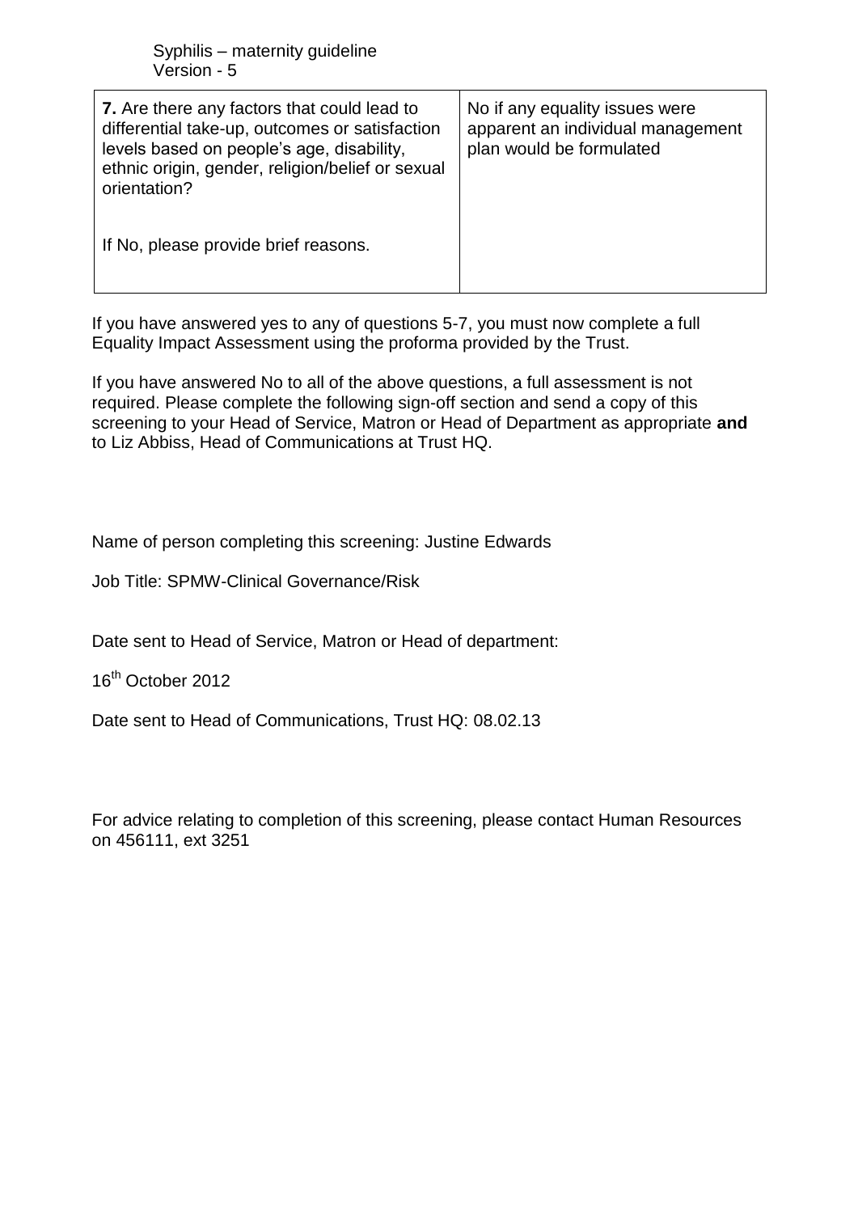| | |
|---|---|
| **7.** Are there any factors that could lead to differential take-up, outcomes or satisfaction levels based on people's age, disability, ethnic origin, gender, religion/belief or sexual orientation?<br><br>If No, please provide brief reasons. | No if any equality issues were apparent an individual management plan would be formulated |

If you have answered yes to any of questions 5-7, you must now complete a full Equality Impact Assessment using the proforma provided by the Trust.

If you have answered No to all of the above questions, a full assessment is not required. Please complete the following sign-off section and send a copy of this screening to your Head of Service, Matron or Head of Department as appropriate **and** to Liz Abbiss, Head of Communications at Trust HQ.

Name of person completing this screening: Justine Edwards

Job Title: SPMW-Clinical Governance/Risk

Date sent to Head of Service, Matron or Head of department:

16th October 2012

Date sent to Head of Communications, Trust HQ: 08.02.13

For advice relating to completion of this screening, please contact Human Resources on 456111, ext 3251